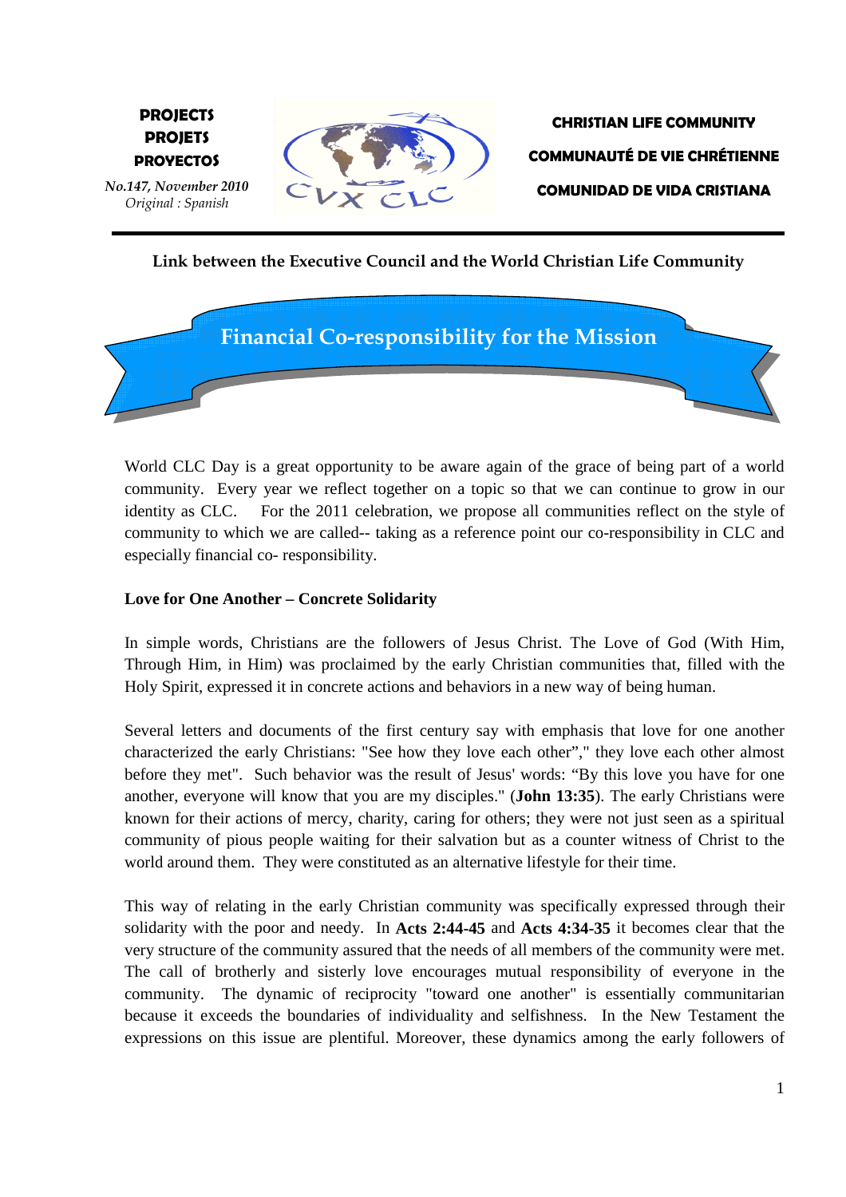**PROJECTS**
**PROJETS**
**PROYECTOS**

*No.147, November 2010*
*Original : Spanish*

**CHRISTIAN LIFE COMMUNITY**

**COMMUNAUTÉ DE VIE CHRÉTIENNE**

**COMUNIDAD DE VIDA CRISTIANA**

**Link between the Executive Council and the World Christian Life Community**

# Financial Co-responsibility for the Mission

World CLC Day is a great opportunity to be aware again of the grace of being part of a world community. Every year we reflect together on a topic so that we can continue to grow in our identity as CLC. For the 2011 celebration, we propose all communities reflect on the style of community to which we are called-- taking as a reference point our co-responsibility in CLC and especially financial co- responsibility.

## Love for One Another – Concrete Solidarity

In simple words, Christians are the followers of Jesus Christ. The Love of God (With Him, Through Him, in Him) was proclaimed by the early Christian communities that, filled with the Holy Spirit, expressed it in concrete actions and behaviors in a new way of being human.

Several letters and documents of the first century say with emphasis that love for one another characterized the early Christians: "See how they love each other"," they love each other almost before they met". Such behavior was the result of Jesus' words: "By this love you have for one another, everyone will know that you are my disciples." (**John 13:35**). The early Christians were known for their actions of mercy, charity, caring for others; they were not just seen as a spiritual community of pious people waiting for their salvation but as a counter witness of Christ to the world around them. They were constituted as an alternative lifestyle for their time.

This way of relating in the early Christian community was specifically expressed through their solidarity with the poor and needy. In **Acts 2:44-45** and **Acts 4:34-35** it becomes clear that the very structure of the community assured that the needs of all members of the community were met. The call of brotherly and sisterly love encourages mutual responsibility of everyone in the community. The dynamic of reciprocity "toward one another" is essentially communitarian because it exceeds the boundaries of individuality and selfishness. In the New Testament the expressions on this issue are plentiful. Moreover, these dynamics among the early followers of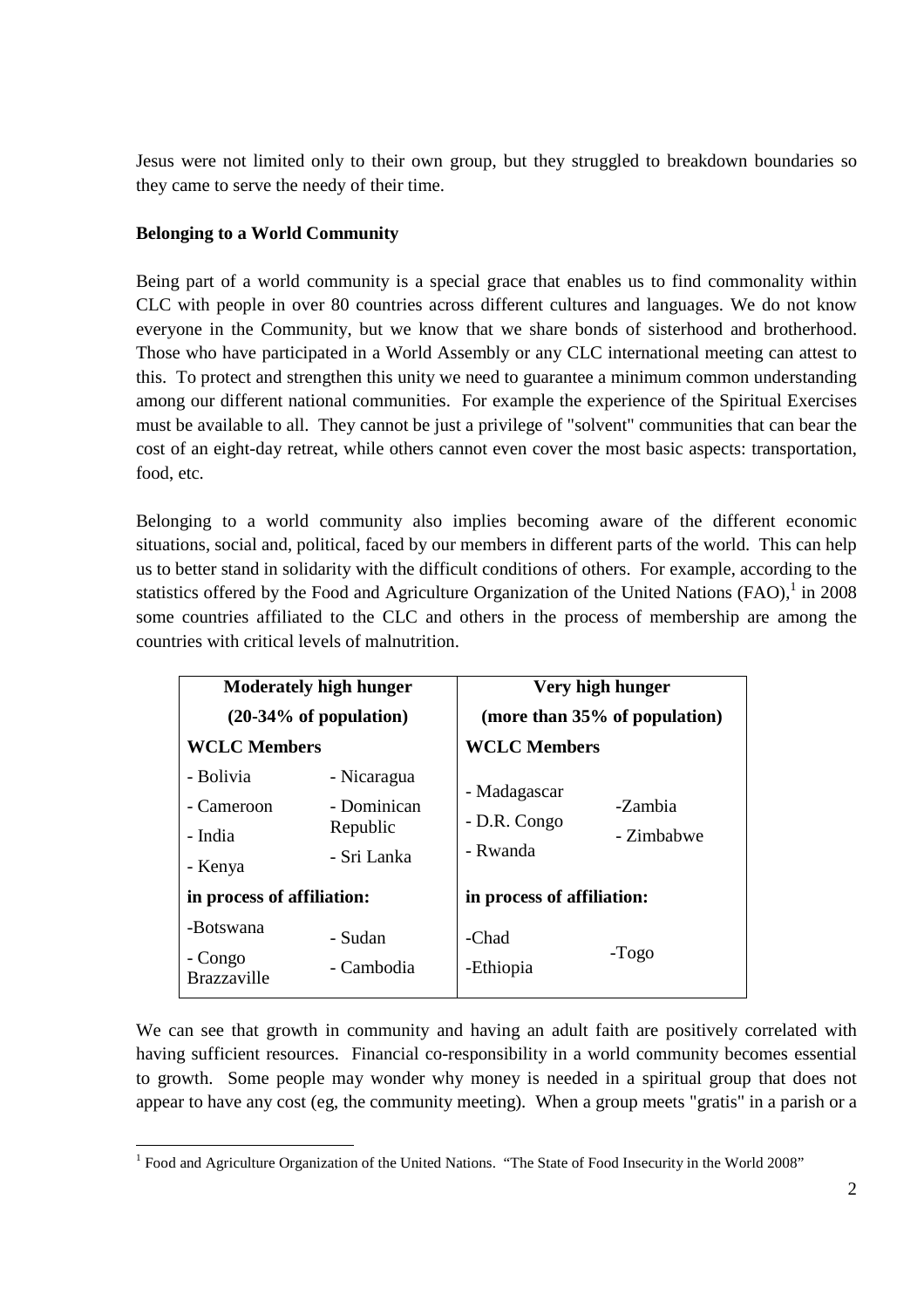Jesus were not limited only to their own group, but they struggled to breakdown boundaries so they came to serve the needy of their time.

**Belonging to a World Community**

Being part of a world community is a special grace that enables us to find commonality within CLC with people in over 80 countries across different cultures and languages. We do not know everyone in the Community, but we know that we share bonds of sisterhood and brotherhood. Those who have participated in a World Assembly or any CLC international meeting can attest to this. To protect and strengthen this unity we need to guarantee a minimum common understanding among our different national communities. For example the experience of the Spiritual Exercises must be available to all. They cannot be just a privilege of "solvent" communities that can bear the cost of an eight-day retreat, while others cannot even cover the most basic aspects: transportation, food, etc.

Belonging to a world community also implies becoming aware of the different economic situations, social and, political, faced by our members in different parts of the world. This can help us to better stand in solidarity with the difficult conditions of others. For example, according to the statistics offered by the Food and Agriculture Organization of the United Nations (FAO),[1] in 2008 some countries affiliated to the CLC and others in the process of membership are among the countries with critical levels of malnutrition.

| Moderately high hunger (20-34% of population) | | Very high hunger (more than 35% of population) | |
|---|---|---|---|
| **WCLC Members** | | **WCLC Members** | |
| - Bolivia<br>- Cameroon<br>- India<br>- Kenya | - Nicaragua<br>- Dominican Republic<br>- Sri Lanka | - Madagascar<br>- D.R. Congo<br>- Rwanda | -Zambia<br>- Zimbabwe |
| **in process of affiliation:** | | **in process of affiliation:** | |
| -Botswana<br>- Congo Brazzaville | - Sudan<br>- Cambodia | -Chad<br>-Ethiopia | -Togo |

We can see that growth in community and having an adult faith are positively correlated with having sufficient resources. Financial co-responsibility in a world community becomes essential to growth. Some people may wonder why money is needed in a spiritual group that does not appear to have any cost (eg, the community meeting). When a group meets "gratis" in a parish or a

[1] Food and Agriculture Organization of the United Nations. "The State of Food Insecurity in the World 2008"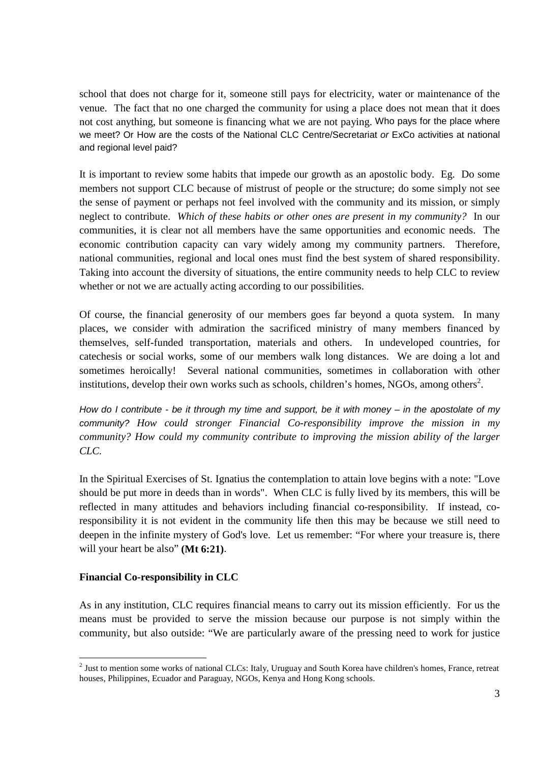school that does not charge for it, someone still pays for electricity, water or maintenance of the venue. The fact that no one charged the community for using a place does not mean that it does not cost anything, but someone is financing what we are not paying. Who pays for the place where we meet? Or How are the costs of the National CLC Centre/Secretariat *or* ExCo activities at national and regional level paid?

It is important to review some habits that impede our growth as an apostolic body. Eg. Do some members not support CLC because of mistrust of people or the structure; do some simply not see the sense of payment or perhaps not feel involved with the community and its mission, or simply neglect to contribute. *Which of these habits or other ones are present in my community?* In our communities, it is clear not all members have the same opportunities and economic needs. The economic contribution capacity can vary widely among my community partners. Therefore, national communities, regional and local ones must find the best system of shared responsibility. Taking into account the diversity of situations, the entire community needs to help CLC to review whether or not we are actually acting according to our possibilities.

Of course, the financial generosity of our members goes far beyond a quota system. In many places, we consider with admiration the sacrificed ministry of many members financed by themselves, self-funded transportation, materials and others. In undeveloped countries, for catechesis or social works, some of our members walk long distances. We are doing a lot and sometimes heroically! Several national communities, sometimes in collaboration with other institutions, develop their own works such as schools, children's homes, NGOs, among others[2].

*How do I contribute - be it through my time and support, be it with money – in the apostolate of my community? How could stronger Financial Co-responsibility improve the mission in my community? How could my community contribute to improving the mission ability of the larger CLC.*

In the Spiritual Exercises of St. Ignatius the contemplation to attain love begins with a note: "Love should be put more in deeds than in words". When CLC is fully lived by its members, this will be reflected in many attitudes and behaviors including financial co-responsibility. If instead, co-responsibility it is not evident in the community life then this may be because we still need to deepen in the infinite mystery of God's love. Let us remember: "For where your treasure is, there will your heart be also" **(Mt 6:21)**.

**Financial Co-responsibility in CLC**

As in any institution, CLC requires financial means to carry out its mission efficiently. For us the means must be provided to serve the mission because our purpose is not simply within the community, but also outside: "We are particularly aware of the pressing need to work for justice

[2] Just to mention some works of national CLCs: Italy, Uruguay and South Korea have children's homes, France, retreat houses, Philippines, Ecuador and Paraguay, NGOs, Kenya and Hong Kong schools.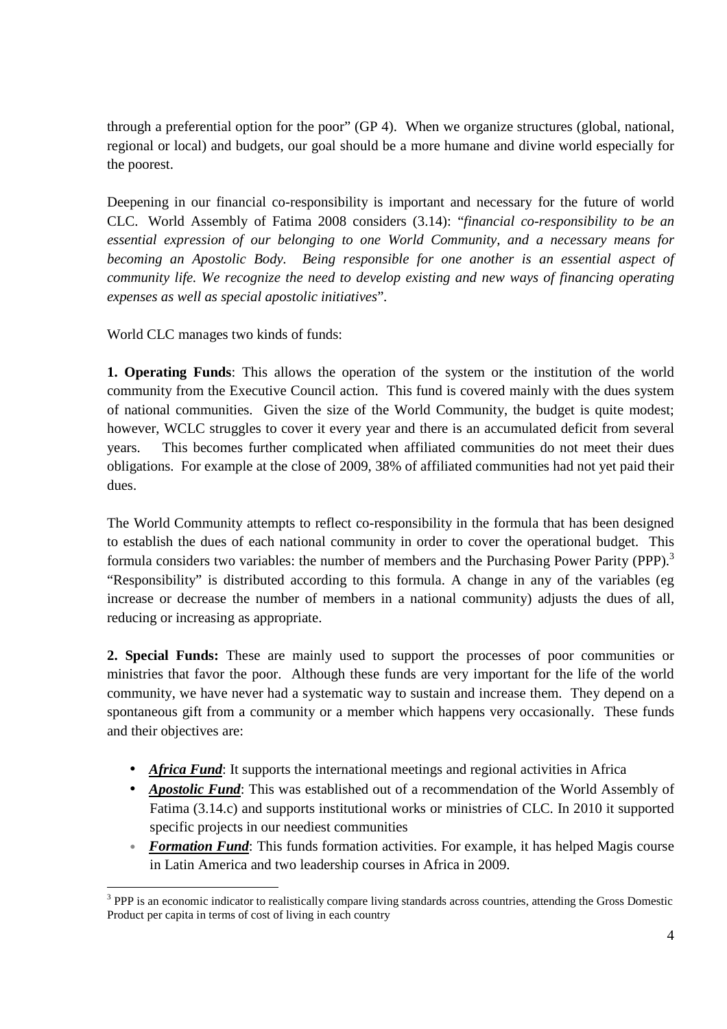through a preferential option for the poor" (GP 4). When we organize structures (global, national, regional or local) and budgets, our goal should be a more humane and divine world especially for the poorest.

Deepening in our financial co-responsibility is important and necessary for the future of world CLC. World Assembly of Fatima 2008 considers (3.14): "*financial co-responsibility to be an essential expression of our belonging to one World Community, and a necessary means for becoming an Apostolic Body. Being responsible for one another is an essential aspect of community life. We recognize the need to develop existing and new ways of financing operating expenses as well as special apostolic initiatives*".

World CLC manages two kinds of funds:

**1. Operating Funds**: This allows the operation of the system or the institution of the world community from the Executive Council action. This fund is covered mainly with the dues system of national communities. Given the size of the World Community, the budget is quite modest; however, WCLC struggles to cover it every year and there is an accumulated deficit from several years. This becomes further complicated when affiliated communities do not meet their dues obligations. For example at the close of 2009, 38% of affiliated communities had not yet paid their dues.

The World Community attempts to reflect co-responsibility in the formula that has been designed to establish the dues of each national community in order to cover the operational budget. This formula considers two variables: the number of members and the Purchasing Power Parity (PPP).[3] "Responsibility" is distributed according to this formula. A change in any of the variables (eg increase or decrease the number of members in a national community) adjusts the dues of all, reducing or increasing as appropriate.

**2. Special Funds:** These are mainly used to support the processes of poor communities or ministries that favor the poor. Although these funds are very important for the life of the world community, we have never had a systematic way to sustain and increase them. They depend on a spontaneous gift from a community or a member which happens very occasionally. These funds and their objectives are:

- ***Africa Fund***: It supports the international meetings and regional activities in Africa
- ***Apostolic Fund***: This was established out of a recommendation of the World Assembly of Fatima (3.14.c) and supports institutional works or ministries of CLC. In 2010 it supported specific projects in our neediest communities
- ***Formation Fund***: This funds formation activities. For example, it has helped Magis course in Latin America and two leadership courses in Africa in 2009.

[3] PPP is an economic indicator to realistically compare living standards across countries, attending the Gross Domestic Product per capita in terms of cost of living in each country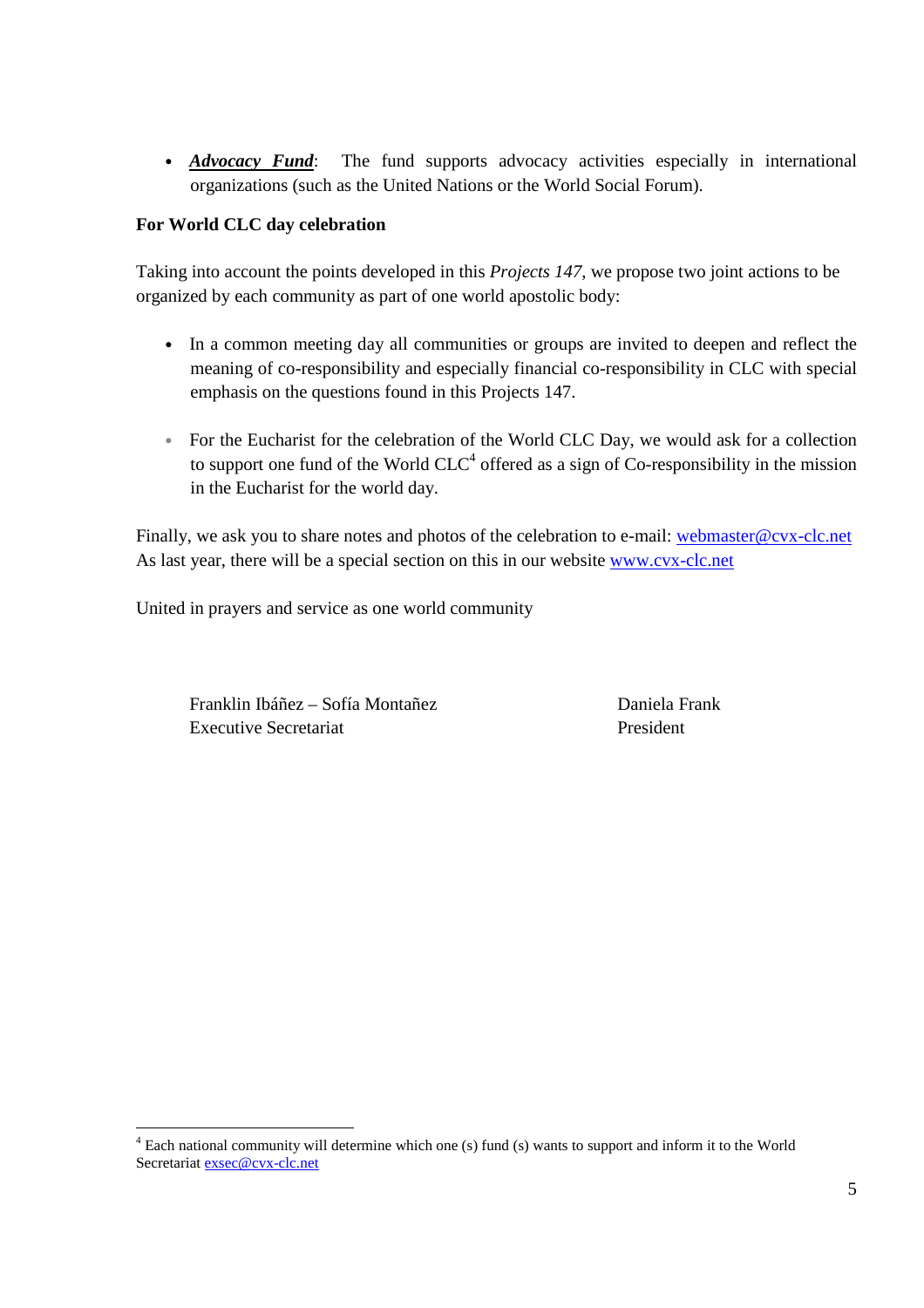- ***Advocacy Fund***: The fund supports advocacy activities especially in international organizations (such as the United Nations or the World Social Forum).

**For World CLC day celebration**

Taking into account the points developed in this *Projects 147*, we propose two joint actions to be organized by each community as part of one world apostolic body:

- In a common meeting day all communities or groups are invited to deepen and reflect the meaning of co-responsibility and especially financial co-responsibility in CLC with special emphasis on the questions found in this Projects 147.

- For the Eucharist for the celebration of the World CLC Day, we would ask for a collection to support one fund of the World CLC[4] offered as a sign of Co-responsibility in the mission in the Eucharist for the world day.

Finally, we ask you to share notes and photos of the celebration to e-mail: webmaster@cvx-clc.net
As last year, there will be a special section on this in our website www.cvx-clc.net

United in prayers and service as one world community

Franklin Ibáñez – Sofía Montañez
Executive Secretariat

Daniela Frank
President

[4] Each national community will determine which one (s) fund (s) wants to support and inform it to the World Secretariat exsec@cvx-clc.net